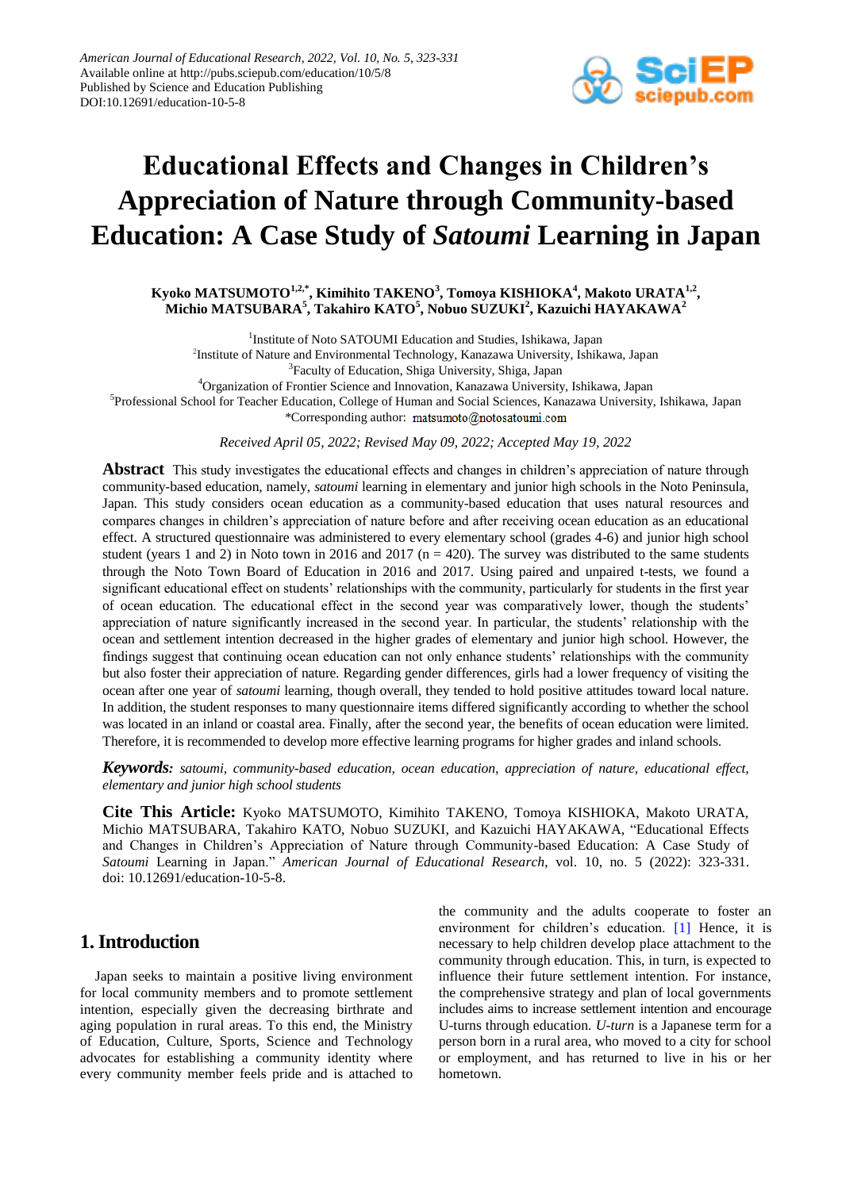# Educational Effects and Changes in Children's Appreciation of Nature through Community-based Education: A Case Study of *Satoumi* Learning in Japan

**Kyoko MATSUMOTO[1,2,*], Kimihito TAKENO[3], Tomoya KISHIOKA[4], Makoto URATA[1,2], Michio MATSUBARA[5], Takahiro KATO[5], Nobuo SUZUKI[2], Kazuichi HAYAKAWA[2]**

[1]Institute of Noto SATOUMI Education and Studies, Ishikawa, Japan
[2]Institute of Nature and Environmental Technology, Kanazawa University, Ishikawa, Japan
[3]Faculty of Education, Shiga University, Shiga, Japan
[4]Organization of Frontier Science and Innovation, Kanazawa University, Ishikawa, Japan
[5]Professional School for Teacher Education, College of Human and Social Sciences, Kanazawa University, Ishikawa, Japan
*Corresponding author: matsumoto@notosatoumi.com

*Received April 05, 2022; Revised May 09, 2022; Accepted May 19, 2022*

**Abstract** This study investigates the educational effects and changes in children's appreciation of nature through community-based education, namely, *satoumi* learning in elementary and junior high schools in the Noto Peninsula, Japan. This study considers ocean education as a community-based education that uses natural resources and compares changes in children's appreciation of nature before and after receiving ocean education as an educational effect. A structured questionnaire was administered to every elementary school (grades 4-6) and junior high school student (years 1 and 2) in Noto town in 2016 and 2017 (n = 420). The survey was distributed to the same students through the Noto Town Board of Education in 2016 and 2017. Using paired and unpaired t-tests, we found a significant educational effect on students' relationships with the community, particularly for students in the first year of ocean education. The educational effect in the second year was comparatively lower, though the students' appreciation of nature significantly increased in the second year. In particular, the students' relationship with the ocean and settlement intention decreased in the higher grades of elementary and junior high school. However, the findings suggest that continuing ocean education can not only enhance students' relationships with the community but also foster their appreciation of nature. Regarding gender differences, girls had a lower frequency of visiting the ocean after one year of *satoumi* learning, though overall, they tended to hold positive attitudes toward local nature. In addition, the student responses to many questionnaire items differed significantly according to whether the school was located in an inland or coastal area. Finally, after the second year, the benefits of ocean education were limited. Therefore, it is recommended to develop more effective learning programs for higher grades and inland schools.

***Keywords:*** *satoumi, community-based education, ocean education, appreciation of nature, educational effect, elementary and junior high school students*

**Cite This Article:** Kyoko MATSUMOTO, Kimihito TAKENO, Tomoya KISHIOKA, Makoto URATA, Michio MATSUBARA, Takahiro KATO, Nobuo SUZUKI, and Kazuichi HAYAKAWA, "Educational Effects and Changes in Children's Appreciation of Nature through Community-based Education: A Case Study of *Satoumi* Learning in Japan." *American Journal of Educational Research*, vol. 10, no. 5 (2022): 323-331. doi: 10.12691/education-10-5-8.

## 1. Introduction

Japan seeks to maintain a positive living environment for local community members and to promote settlement intention, especially given the decreasing birthrate and aging population in rural areas. To this end, the Ministry of Education, Culture, Sports, Science and Technology advocates for establishing a community identity where every community member feels pride and is attached to the community and the adults cooperate to foster an environment for children's education. [1] Hence, it is necessary to help children develop place attachment to the community through education. This, in turn, is expected to influence their future settlement intention. For instance, the comprehensive strategy and plan of local governments includes aims to increase settlement intention and encourage U-turns through education. *U-turn* is a Japanese term for a person born in a rural area, who moved to a city for school or employment, and has returned to live in his or her hometown.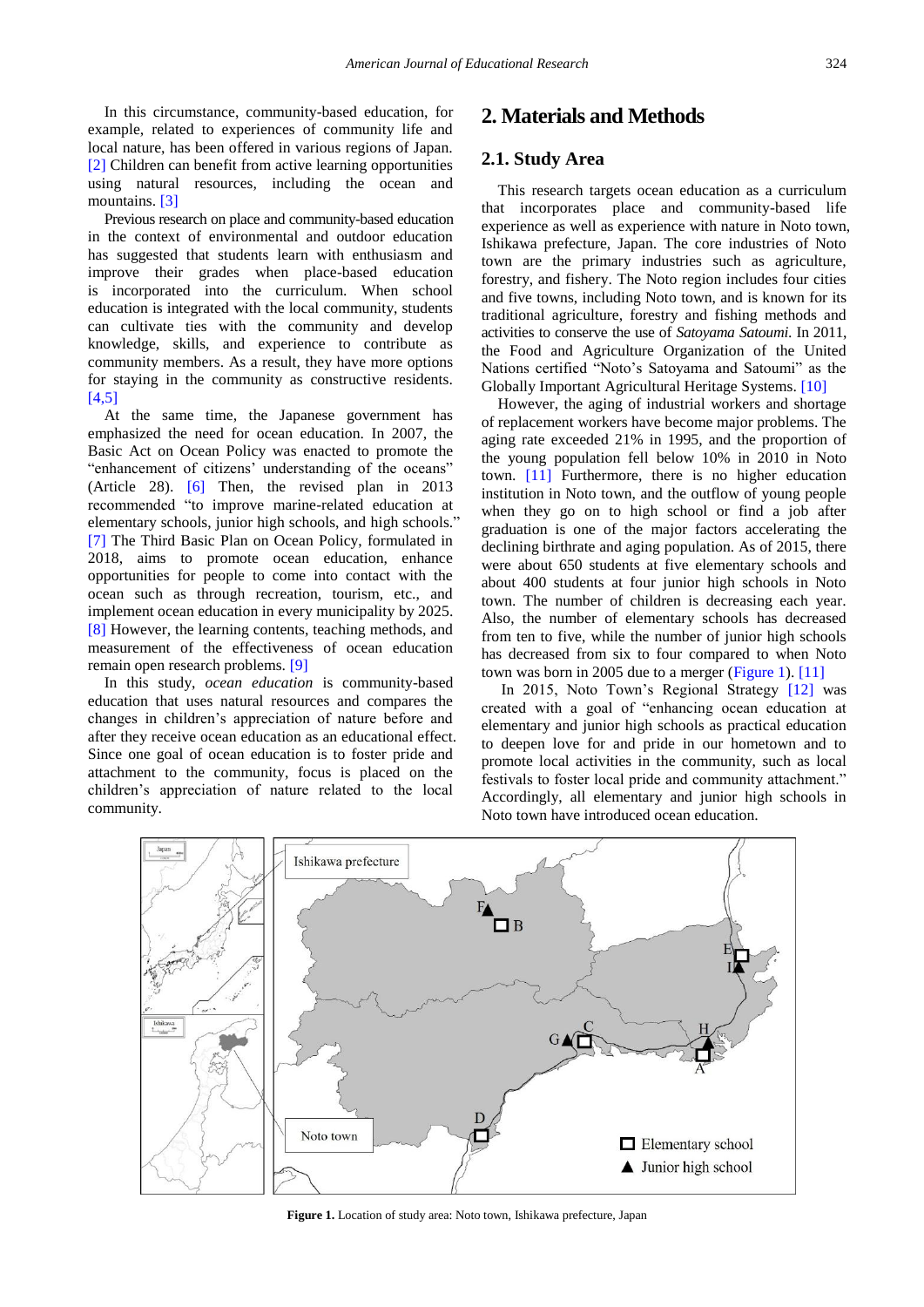In this circumstance, community-based education, for example, related to experiences of community life and local nature, has been offered in various regions of Japan. [2] Children can benefit from active learning opportunities using natural resources, including the ocean and mountains. [3]

Previous research on place and community-based education in the context of environmental and outdoor education has suggested that students learn with enthusiasm and improve their grades when place-based education is incorporated into the curriculum. When school education is integrated with the local community, students can cultivate ties with the community and develop knowledge, skills, and experience to contribute as community members. As a result, they have more options for staying in the community as constructive residents. [4,5]

At the same time, the Japanese government has emphasized the need for ocean education. In 2007, the Basic Act on Ocean Policy was enacted to promote the "enhancement of citizens' understanding of the oceans" (Article 28). [6] Then, the revised plan in 2013 recommended "to improve marine-related education at elementary schools, junior high schools, and high schools." [7] The Third Basic Plan on Ocean Policy, formulated in 2018, aims to promote ocean education, enhance opportunities for people to come into contact with the ocean such as through recreation, tourism, etc., and implement ocean education in every municipality by 2025. [8] However, the learning contents, teaching methods, and measurement of the effectiveness of ocean education remain open research problems. [9]

In this study, *ocean education* is community-based education that uses natural resources and compares the changes in children's appreciation of nature before and after they receive ocean education as an educational effect. Since one goal of ocean education is to foster pride and attachment to the community, focus is placed on the children's appreciation of nature related to the local community.

## 2. Materials and Methods

### 2.1. Study Area

This research targets ocean education as a curriculum that incorporates place and community-based life experience as well as experience with nature in Noto town, Ishikawa prefecture, Japan. The core industries of Noto town are the primary industries such as agriculture, forestry, and fishery. The Noto region includes four cities and five towns, including Noto town, and is known for its traditional agriculture, forestry and fishing methods and activities to conserve the use of *Satoyama Satoumi*. In 2011, the Food and Agriculture Organization of the United Nations certified "Noto's Satoyama and Satoumi" as the Globally Important Agricultural Heritage Systems. [10]

However, the aging of industrial workers and shortage of replacement workers have become major problems. The aging rate exceeded 21% in 1995, and the proportion of the young population fell below 10% in 2010 in Noto town. [11] Furthermore, there is no higher education institution in Noto town, and the outflow of young people when they go on to high school or find a job after graduation is one of the major factors accelerating the declining birthrate and aging population. As of 2015, there were about 650 students at five elementary schools and about 400 students at four junior high schools in Noto town. The number of children is decreasing each year. Also, the number of elementary schools has decreased from ten to five, while the number of junior high schools has decreased from six to four compared to when Noto town was born in 2005 due to a merger (Figure 1). [11]

In 2015, Noto Town's Regional Strategy [12] was created with a goal of "enhancing ocean education at elementary and junior high schools as practical education to deepen love for and pride in our hometown and to promote local activities in the community, such as local festivals to foster local pride and community attachment." Accordingly, all elementary and junior high schools in Noto town have introduced ocean education.

**Figure 1.** Location of study area: Noto town, Ishikawa prefecture, Japan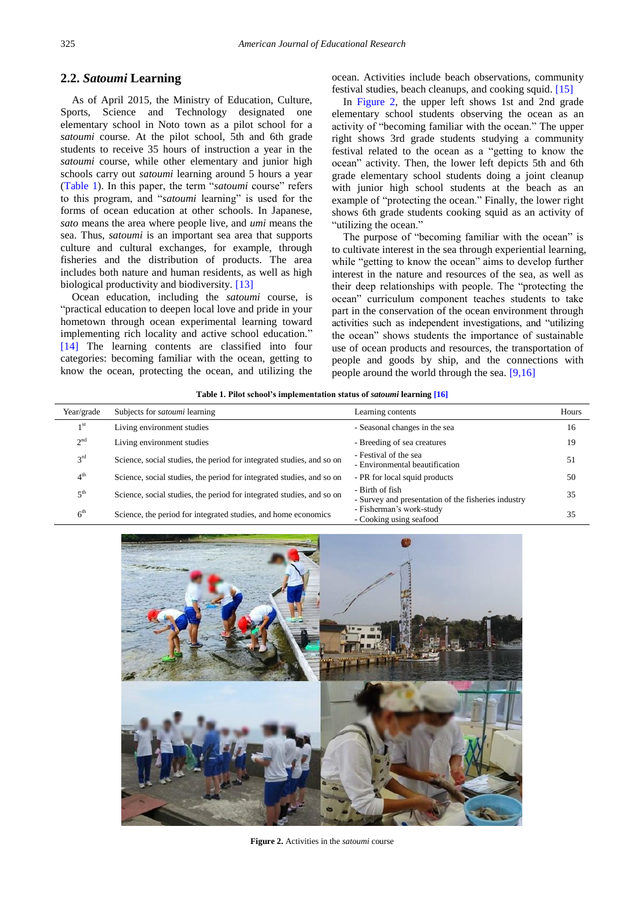## 2.2. *Satoumi* Learning

As of April 2015, the Ministry of Education, Culture, Sports, Science and Technology designated one elementary school in Noto town as a pilot school for a *satoumi* course. At the pilot school, 5th and 6th grade students to receive 35 hours of instruction a year in the *satoumi* course, while other elementary and junior high schools carry out *satoumi* learning around 5 hours a year (Table 1). In this paper, the term "*satoumi* course" refers to this program, and "*satoumi* learning" is used for the forms of ocean education at other schools. In Japanese, *sato* means the area where people live, and *umi* means the sea. Thus, *satoumi* is an important sea area that supports culture and cultural exchanges, for example, through fisheries and the distribution of products. The area includes both nature and human residents, as well as high biological productivity and biodiversity. [13]

Ocean education, including the *satoumi* course, is "practical education to deepen local love and pride in your hometown through ocean experimental learning toward implementing rich locality and active school education." [14] The learning contents are classified into four categories: becoming familiar with the ocean, getting to know the ocean, protecting the ocean, and utilizing the ocean. Activities include beach observations, community festival studies, beach cleanups, and cooking squid. [15]

In Figure 2, the upper left shows 1st and 2nd grade elementary school students observing the ocean as an activity of "becoming familiar with the ocean." The upper right shows 3rd grade students studying a community festival related to the ocean as a "getting to know the ocean" activity. Then, the lower left depicts 5th and 6th grade elementary school students doing a joint cleanup with junior high school students at the beach as an example of "protecting the ocean." Finally, the lower right shows 6th grade students cooking squid as an activity of "utilizing the ocean."

The purpose of "becoming familiar with the ocean" is to cultivate interest in the sea through experiential learning, while "getting to know the ocean" aims to develop further interest in the nature and resources of the sea, as well as their deep relationships with people. The "protecting the ocean" curriculum component teaches students to take part in the conservation of the ocean environment through activities such as independent investigations, and "utilizing the ocean" shows students the importance of sustainable use of ocean products and resources, the transportation of people and goods by ship, and the connections with people around the world through the sea. [9,16]

**Table 1. Pilot school's implementation status of *satoumi* learning [16]**

| Year/grade | Subjects for *satoumi* learning | Learning contents | Hours |
|---|---|---|---|
| 1st | Living environment studies | - Seasonal changes in the sea | 16 |
| 2nd | Living environment studies | - Breeding of sea creatures | 19 |
| 3rd | Science, social studies, the period for integrated studies, and so on | - Festival of the sea<br>- Environmental beautification | 51 |
| 4th | Science, social studies, the period for integrated studies, and so on | - PR for local squid products | 50 |
| 5th | Science, social studies, the period for integrated studies, and so on | - Birth of fish<br>- Survey and presentation of the fisheries industry | 35 |
| 6th | Science, the period for integrated studies, and home economics | - Fisherman's work-study<br>- Cooking using seafood | 35 |

**Figure 2.** Activities in the *satoumi* course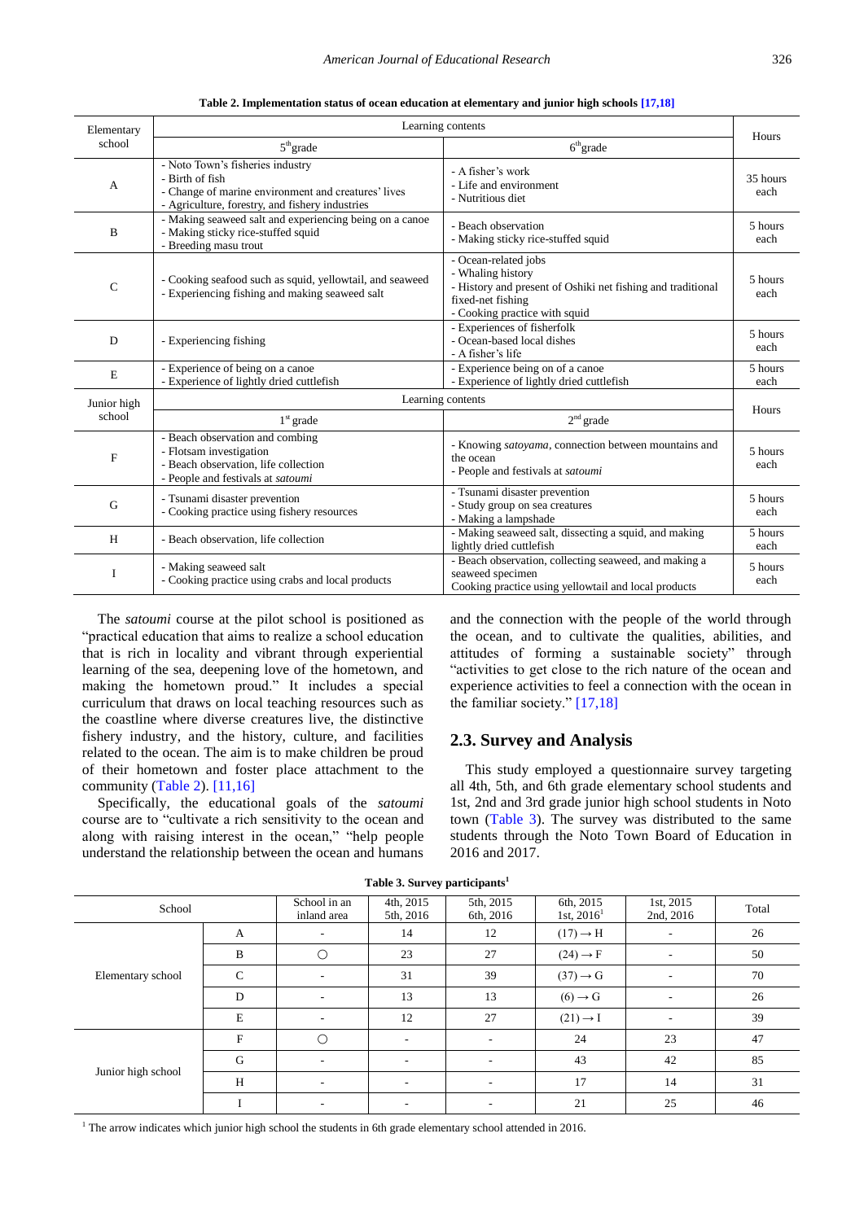**Table 2. Implementation status of ocean education at elementary and junior high schools [17,18]**

| Elementary school | Learning contents | | Hours |
|---|---|---|---|
| | 5th grade | 6th grade | |
| A | - Noto Town's fisheries industry<br>- Birth of fish<br>- Change of marine environment and creatures' lives<br>- Agriculture, forestry, and fishery industries | - A fisher's work<br>- Life and environment<br>- Nutritious diet | 35 hours each |
| B | - Making seaweed salt and experiencing being on a canoe<br>- Making sticky rice-stuffed squid<br>- Breeding masu trout | - Beach observation<br>- Making sticky rice-stuffed squid | 5 hours each |
| C | - Cooking seafood such as squid, yellowtail, and seaweed<br>- Experiencing fishing and making seaweed salt | - Ocean-related jobs<br>- Whaling history<br>- History and present of Oshiki net fishing and traditional fixed-net fishing<br>- Cooking practice with squid | 5 hours each |
| D | - Experiencing fishing | - Experiences of fisherfolk<br>- Ocean-based local dishes<br>- A fisher's life | 5 hours each |
| E | - Experience of being on a canoe<br>- Experience of lightly dried cuttlefish | - Experience being on of a canoe<br>- Experience of lightly dried cuttlefish | 5 hours each |
| **Junior high school** | **Learning contents** | | **Hours** |
| | 1st grade | 2nd grade | |
| F | - Beach observation and combing<br>- Flotsam investigation<br>- Beach observation, life collection<br>- People and festivals at *satoumi* | - Knowing *satoyama*, connection between mountains and the ocean<br>- People and festivals at *satoumi* | 5 hours each |
| G | - Tsunami disaster prevention<br>- Cooking practice using fishery resources | - Tsunami disaster prevention<br>- Study group on sea creatures<br>- Making a lampshade | 5 hours each |
| H | - Beach observation, life collection | - Making seaweed salt, dissecting a squid, and making lightly dried cuttlefish | 5 hours each |
| I | - Making seaweed salt<br>- Cooking practice using crabs and local products | - Beach observation, collecting seaweed, and making a seaweed specimen<br>Cooking practice using yellowtail and local products | 5 hours each |

The *satoumi* course at the pilot school is positioned as "practical education that aims to realize a school education that is rich in locality and vibrant through experiential learning of the sea, deepening love of the hometown, and making the hometown proud." It includes a special curriculum that draws on local teaching resources such as the coastline where diverse creatures live, the distinctive fishery industry, and the history, culture, and facilities related to the ocean. The aim is to make children be proud of their hometown and foster place attachment to the community (Table 2). [11,16]

Specifically, the educational goals of the *satoumi* course are to "cultivate a rich sensitivity to the ocean and along with raising interest in the ocean," "help people understand the relationship between the ocean and humans and the connection with the people of the world through the ocean, and to cultivate the qualities, abilities, and attitudes of forming a sustainable society" through "activities to get close to the rich nature of the ocean and experience activities to feel a connection with the ocean in the familiar society." [17,18]

## 2.3. Survey and Analysis

This study employed a questionnaire survey targeting all 4th, 5th, and 6th grade elementary school students and 1st, 2nd and 3rd grade junior high school students in Noto town (Table 3). The survey was distributed to the same students through the Noto Town Board of Education in 2016 and 2017.

**Table 3. Survey participants[1]**

| School | | School in an inland area | 4th, 2015<br>5th, 2016 | 5th, 2015<br>6th, 2016 | 6th, 2015<br>1st, 2016[1] | 1st, 2015<br>2nd, 2016 | Total |
|---|---|---|---|---|---|---|---|
| Elementary school | A | - | 14 | 12 | (17) → H | - | 26 |
| | B | ○ | 23 | 27 | (24) → F | - | 50 |
| | C | - | 31 | 39 | (37) → G | - | 70 |
| | D | - | 13 | 13 | (6) → G | - | 26 |
| | E | - | 12 | 27 | (21) → I | - | 39 |
| Junior high school | F | ○ | - | - | 24 | 23 | 47 |
| | G | - | - | - | 43 | 42 | 85 |
| | H | - | - | - | 17 | 14 | 31 |
| | I | - | - | - | 21 | 25 | 46 |

[1] The arrow indicates which junior high school the students in 6th grade elementary school attended in 2016.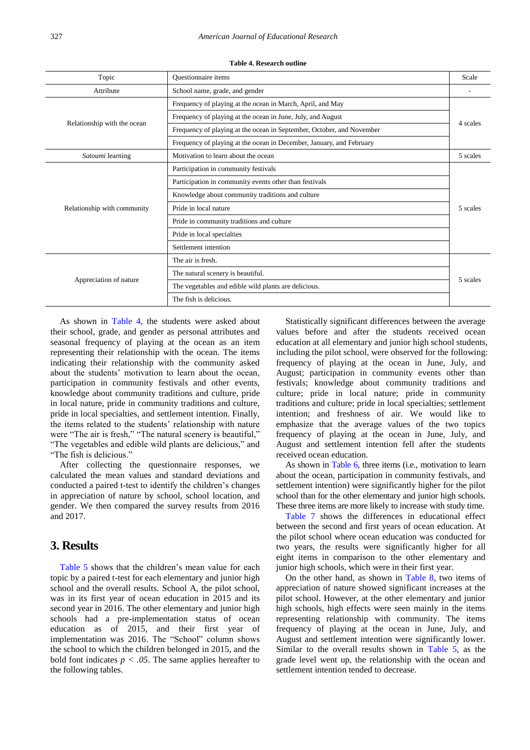**Table 4. Research outline**

| Topic | Questionnaire items | Scale |
|---|---|---|
| Attribute | School name, grade, and gender | - |
| Relationship with the ocean | Frequency of playing at the ocean in March, April, and May | 4 scales |
| | Frequency of playing at the ocean in June, July, and August | |
| | Frequency of playing at the ocean in September, October, and November | |
| | Frequency of playing at the ocean in December, January, and February | |
| *Satoumi* learning | Motivation to learn about the ocean | 5 scales |
| Relationship with community | Participation in community festivals | 5 scales |
| | Participation in community events other than festivals | |
| | Knowledge about community traditions and culture | |
| | Pride in local nature | |
| | Pride in community traditions and culture | |
| | Pride in local specialties | |
| | Settlement intention | |
| Appreciation of nature | The air is fresh. | 5 scales |
| | The natural scenery is beautiful. | |
| | The vegetables and edible wild plants are delicious. | |
| | The fish is delicious. | |

As shown in Table 4, the students were asked about their school, grade, and gender as personal attributes and seasonal frequency of playing at the ocean as an item representing their relationship with the ocean. The items indicating their relationship with the community asked about the students' motivation to learn about the ocean, participation in community festivals and other events, knowledge about community traditions and culture, pride in local nature, pride in community traditions and culture, pride in local specialties, and settlement intention. Finally, the items related to the students' relationship with nature were "The air is fresh," "The natural scenery is beautiful," "The vegetables and edible wild plants are delicious," and "The fish is delicious."

After collecting the questionnaire responses, we calculated the mean values and standard deviations and conducted a paired t-test to identify the children's changes in appreciation of nature by school, school location, and gender. We then compared the survey results from 2016 and 2017.

# 3. Results

Table 5 shows that the children's mean value for each topic by a paired t-test for each elementary and junior high school and the overall results. School A, the pilot school, was in its first year of ocean education in 2015 and its second year in 2016. The other elementary and junior high schools had a pre-implementation status of ocean education as of 2015, and their first year of implementation was 2016. The "School" column shows the school to which the children belonged in 2015, and the bold font indicates $p < .05$. The same applies hereafter to the following tables.

Statistically significant differences between the average values before and after the students received ocean education at all elementary and junior high school students, including the pilot school, were observed for the following: frequency of playing at the ocean in June, July, and August; participation in community events other than festivals; knowledge about community traditions and culture; pride in local nature; pride in community traditions and culture; pride in local specialties; settlement intention; and freshness of air. We would like to emphasize that the average values of the two topics frequency of playing at the ocean in June, July, and August and settlement intention fell after the students received ocean education.

As shown in Table 6, three items (i.e., motivation to learn about the ocean, participation in community festivals, and settlement intention) were significantly higher for the pilot school than for the other elementary and junior high schools. These three items are more likely to increase with study time.

Table 7 shows the differences in educational effect between the second and first years of ocean education. At the pilot school where ocean education was conducted for two years, the results were significantly higher for all eight items in comparison to the other elementary and junior high schools, which were in their first year.

On the other hand, as shown in Table 8, two items of appreciation of nature showed significant increases at the pilot school. However, at the other elementary and junior high schools, high effects were seen mainly in the items representing relationship with community. The items frequency of playing at the ocean in June, July, and August and settlement intention were significantly lower. Similar to the overall results shown in Table 5, as the grade level went up, the relationship with the ocean and settlement intention tended to decrease.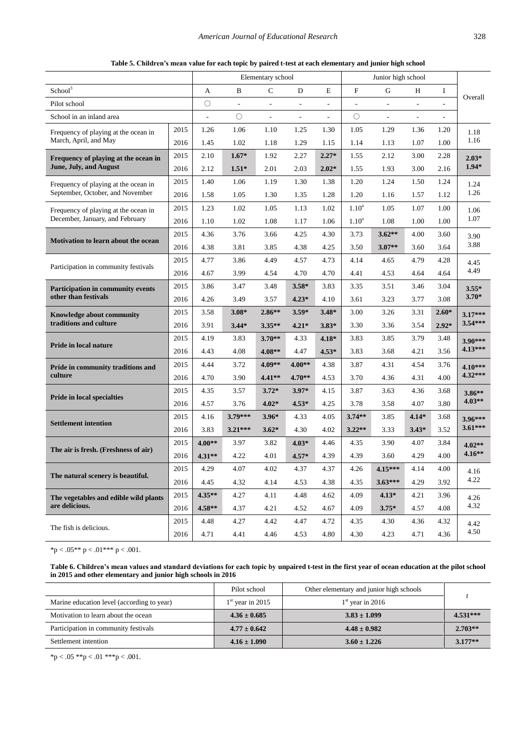**Table 5. Children's mean value for each topic by paired t-test at each elementary and junior high school**

| | | Elementary school | | | | | Junior high school | | | | Overall |
|---|---|---|---|---|---|---|---|---|---|---|---|
| School[3] | | A | B | C | D | E | F | G | H | I | |
| Pilot school | | ○ | - | - | - | - | - | - | - | - | |
| School in an inland area | | - | ○ | - | - | - | ○ | - | - | - | |
| Frequency of playing at the ocean in March, April, and May | 2015 | 1.26 | 1.06 | 1.10 | 1.25 | 1.30 | 1.05 | 1.29 | 1.36 | 1.20 | 1.18 |
| | 2016 | 1.45 | 1.02 | 1.18 | 1.29 | 1.15 | 1.14 | 1.13 | 1.07 | 1.00 | 1.16 |
| **Frequency of playing at the ocean in June, July, and August** | 2015 | 2.10 | **1.67*** | 1.92 | 2.27 | **2.27*** | 1.55 | 2.12 | 3.00 | 2.28 | **2.03*** |
| | 2016 | 2.12 | **1.51*** | 2.01 | 2.03 | **2.02*** | 1.55 | 1.93 | 3.00 | 2.16 | **1.94*** |
| Frequency of playing at the ocean in September, October, and November | 2015 | 1.40 | 1.06 | 1.19 | 1.30 | 1.38 | 1.20 | 1.24 | 1.50 | 1.24 | 1.24 |
| | 2016 | 1.58 | 1.05 | 1.30 | 1.35 | 1.28 | 1.20 | 1.16 | 1.57 | 1.12 | 1.26 |
| Frequency of playing at the ocean in December, January, and February | 2015 | 1.23 | 1.02 | 1.05 | 1.13 | 1.02 | 1.10[a] | 1.05 | 1.07 | 1.00 | 1.06 |
| | 2016 | 1.10 | 1.02 | 1.08 | 1.17 | 1.06 | 1.10[a] | 1.08 | 1.00 | 1.00 | 1.07 |
| **Motivation to learn about the ocean** | 2015 | 4.36 | 3.76 | 3.66 | 4.25 | 4.30 | 3.73 | **3.62**** | 4.00 | 3.60 | 3.90 |
| | 2016 | 4.38 | 3.81 | 3.85 | 4.38 | 4.25 | 3.50 | **3.07**** | 3.60 | 3.64 | 3.88 |
| Participation in community festivals | 2015 | 4.77 | 3.86 | 4.49 | 4.57 | 4.73 | 4.14 | 4.65 | 4.79 | 4.28 | 4.45 |
| | 2016 | 4.67 | 3.99 | 4.54 | 4.70 | 4.70 | 4.41 | 4.53 | 4.64 | 4.64 | 4.49 |
| **Participation in community events other than festivals** | 2015 | 3.86 | 3.47 | 3.48 | **3.58*** | 3.83 | 3.35 | 3.51 | 3.46 | 3.04 | **3.55*** |
| | 2016 | 4.26 | 3.49 | 3.57 | **4.23*** | 4.10 | 3.61 | 3.23 | 3.77 | 3.08 | **3.70*** |
| **Knowledge about community traditions and culture** | 2015 | 3.58 | **3.08*** | **2.86**** | **3.59*** | **3.48*** | 3.00 | 3.26 | 3.31 | **2.60*** | **3.17***** |
| | 2016 | 3.91 | **3.44*** | **3.35**** | **4.21*** | **3.83*** | 3.30 | 3.36 | 3.54 | **2.92*** | **3.54***** |
| **Pride in local nature** | 2015 | 4.19 | 3.83 | **3.70**** | 4.33 | **4.18*** | 3.83 | 3.85 | 3.79 | 3.48 | **3.90***** |
| | 2016 | 4.43 | 4.08 | **4.08**** | 4.47 | **4.53*** | 3.83 | 3.68 | 4.21 | 3.56 | **4.13***** |
| **Pride in community traditions and culture** | 2015 | 4.44 | 3.72 | **4.09**** | **4.00**** | 4.38 | 3.87 | 4.31 | 4.54 | 3.76 | **4.10***** |
| | 2016 | 4.70 | 3.90 | **4.41**** | **4.70**** | 4.53 | 3.70 | 4.36 | 4.31 | 4.00 | **4.32***** |
| **Pride in local specialties** | 2015 | 4.35 | 3.57 | **3.72*** | **3.97*** | 4.15 | 3.87 | 3.63 | 4.36 | 3.68 | **3.86**** |
| | 2016 | 4.57 | 3.76 | **4.02*** | **4.53*** | 4.25 | 3.78 | 3.58 | 4.07 | 3.80 | **4.03**** |
| **Settlement intention** | 2015 | 4.16 | **3.79***** | **3.96*** | 4.33 | 4.05 | **3.74**** | 3.85 | **4.14*** | 3.68 | **3.96***** |
| | 2016 | 3.83 | **3.21***** | **3.62*** | 4.30 | 4.02 | **3.22**** | 3.33 | **3.43*** | 3.52 | **3.61***** |
| **The air is fresh. (Freshness of air)** | 2015 | **4.00**** | 3.97 | 3.82 | **4.03*** | 4.46 | 4.35 | 3.90 | 4.07 | 3.84 | **4.02**** |
| | 2016 | **4.31**** | 4.22 | 4.01 | **4.57*** | 4.39 | 4.39 | 3.60 | 4.29 | 4.00 | **4.16**** |
| **The natural scenery is beautiful.** | 2015 | 4.29 | 4.07 | 4.02 | 4.37 | 4.37 | 4.26 | **4.15***** | 4.14 | 4.00 | 4.16 |
| | 2016 | 4.45 | 4.32 | 4.14 | 4.53 | 4.38 | 4.35 | **3.63***** | 4.29 | 3.92 | 4.22 |
| **The vegetables and edible wild plants are delicious.** | 2015 | **4.35**** | 4.27 | 4.11 | 4.48 | 4.62 | 4.09 | **4.13*** | 4.21 | 3.96 | 4.26 |
| | 2016 | **4.58**** | 4.37 | 4.21 | 4.52 | 4.67 | 4.09 | **3.75*** | 4.57 | 4.08 | 4.32 |
| The fish is delicious. | 2015 | 4.48 | 4.27 | 4.42 | 4.47 | 4.72 | 4.35 | 4.30 | 4.36 | 4.32 | 4.42 |
| | 2016 | 4.71 | 4.41 | 4.46 | 4.53 | 4.80 | 4.30 | 4.23 | 4.71 | 4.36 | 4.50 |

*p < .05** p < .01*** p < .001.

**Table 6. Children's mean values and standard deviations for each topic by unpaired t-test in the first year of ocean education at the pilot school in 2015 and other elementary and junior high schools in 2016**

| | Pilot school | Other elementary and junior high schools | $t$ |
|---|---|---|---|
| Marine education level (according to year) | 1st year in 2015 | 1st year in 2016 | |
| Motivation to learn about the ocean | **4.36 ± 0.685** | **3.83 ± 1.099** | **4.531***** |
| Participation in community festivals | **4.77 ± 0.642** | **4.48 ± 0.982** | **2.703**** |
| Settlement intention | **4.16 ± 1.090** | **3.60 ± 1.226** | **3.177**** |

*p < .05 **p < .01 ***p < .001.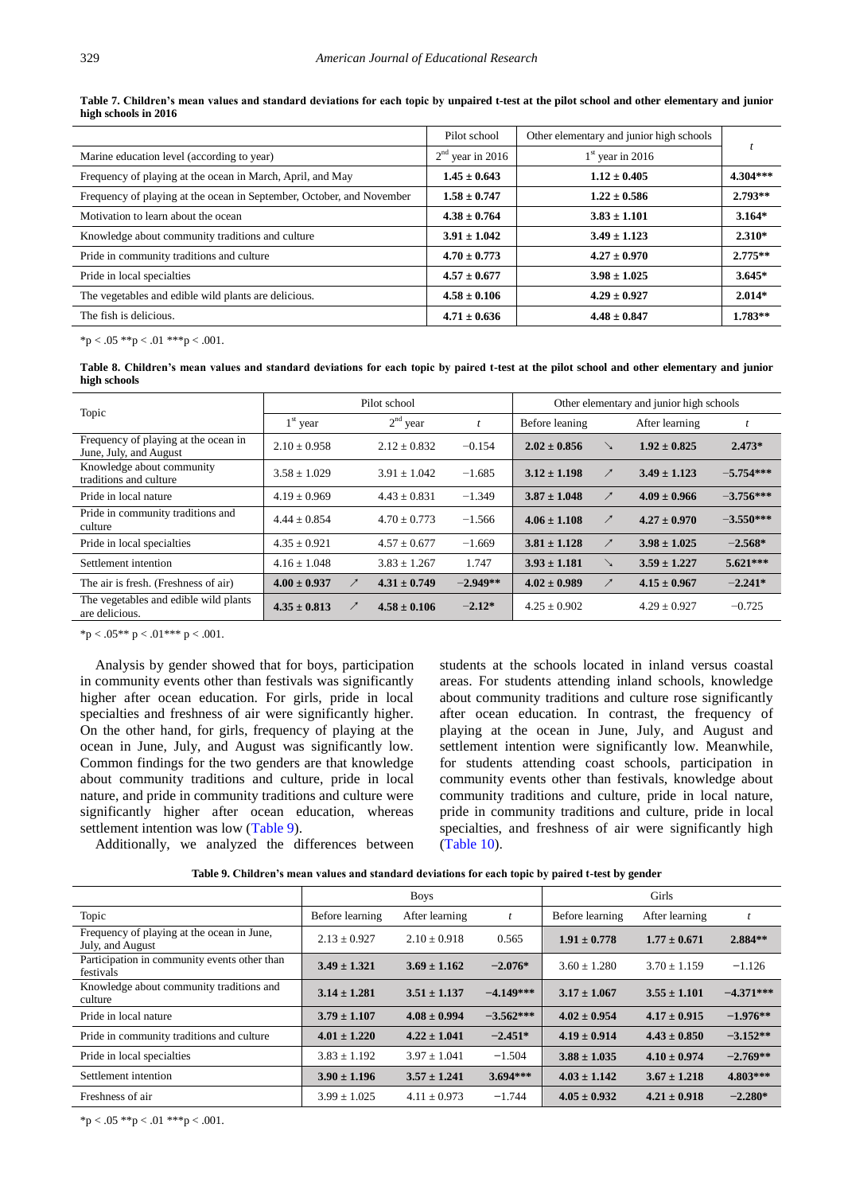**Table 7. Children's mean values and standard deviations for each topic by unpaired t-test at the pilot school and other elementary and junior high schools in 2016**

| | Pilot school | Other elementary and junior high schools | $t$ |
|---|---|---|---|
| Marine education level (according to year) | $2^{nd}$ year in 2016 | $1^{st}$ year in 2016 | |
| Frequency of playing at the ocean in March, April, and May | **1.45 ± 0.643** | **1.12 ± 0.405** | **4.304*** ** |
| Frequency of playing at the ocean in September, October, and November | **1.58 ± 0.747** | **1.22 ± 0.586** | **2.793** ** |
| Motivation to learn about the ocean | **4.38 ± 0.764** | **3.83 ± 1.101** | **3.164*** |
| Knowledge about community traditions and culture | **3.91 ± 1.042** | **3.49 ± 1.123** | **2.310*** |
| Pride in community traditions and culture | **4.70 ± 0.773** | **4.27 ± 0.970** | **2.775** ** |
| Pride in local specialties | **4.57 ± 0.677** | **3.98 ± 1.025** | **3.645*** |
| The vegetables and edible wild plants are delicious. | **4.58 ± 0.106** | **4.29 ± 0.927** | **2.014*** |
| The fish is delicious. | **4.71 ± 0.636** | **4.48 ± 0.847** | **1.783** ** |

*p < .05 **p < .01 ***p < .001.

**Table 8. Children's mean values and standard deviations for each topic by paired t-test at the pilot school and other elementary and junior high schools**

| Topic | Pilot school | | | | Other elementary and junior high schools | | | |
|---|---|---|---|---|---|---|---|---|
| | $1^{st}$ year | | $2^{nd}$ year | $t$ | Before leaning | | After learning | $t$ |
| Frequency of playing at the ocean in June, July, and August | 2.10 ± 0.958 | | 2.12 ± 0.832 | −0.154 | **2.02 ± 0.856** | ↘ | **1.92 ± 0.825** | **2.473*** |
| Knowledge about community traditions and culture | 3.58 ± 1.029 | | 3.91 ± 1.042 | −1.685 | **3.12 ± 1.198** | ↗ | **3.49 ± 1.123** | **−5.754*** ** |
| Pride in local nature | 4.19 ± 0.969 | | 4.43 ± 0.831 | −1.349 | **3.87 ± 1.048** | ↗ | **4.09 ± 0.966** | **−3.756*** ** |
| Pride in community traditions and culture | 4.44 ± 0.854 | | 4.70 ± 0.773 | −1.566 | **4.06 ± 1.108** | ↗ | **4.27 ± 0.970** | **−3.550*** ** |
| Pride in local specialties | 4.35 ± 0.921 | | 4.57 ± 0.677 | −1.669 | **3.81 ± 1.128** | ↗ | **3.98 ± 1.025** | **−2.568*** |
| Settlement intention | 4.16 ± 1.048 | | 3.83 ± 1.267 | 1.747 | **3.93 ± 1.181** | ↘ | **3.59 ± 1.227** | **5.621*** ** |
| The air is fresh. (Freshness of air) | **4.00 ± 0.937** | ↗ | **4.31 ± 0.749** | **−2.949** ** | **4.02 ± 0.989** | ↗ | **4.15 ± 0.967** | **−2.241*** |
| The vegetables and edible wild plants are delicious. | **4.35 ± 0.813** | ↗ | **4.58 ± 0.106** | **−2.12*** | 4.25 ± 0.902 | | 4.29 ± 0.927 | −0.725 |

*p < .05** p < .01*** p < .001.

Analysis by gender showed that for boys, participation in community events other than festivals was significantly higher after ocean education. For girls, pride in local specialties and freshness of air were significantly higher. On the other hand, for girls, frequency of playing at the ocean in June, July, and August was significantly low. Common findings for the two genders are that knowledge about community traditions and culture, pride in local nature, and pride in community traditions and culture were significantly higher after ocean education, whereas settlement intention was low (Table 9).

Additionally, we analyzed the differences between students at the schools located in inland versus coastal areas. For students attending inland schools, knowledge about community traditions and culture rose significantly after ocean education. In contrast, the frequency of playing at the ocean in June, July, and August and settlement intention were significantly low. Meanwhile, for students attending coast schools, participation in community events other than festivals, knowledge about community traditions and culture, pride in local nature, pride in community traditions and culture, pride in local specialties, and freshness of air were significantly high (Table 10).

**Table 9. Children's mean values and standard deviations for each topic by paired t-test by gender**

| | Boys | | | Girls | | |
|---|---|---|---|---|---|---|
| Topic | Before learning | After learning | $t$ | Before learning | After learning | $t$ |
| Frequency of playing at the ocean in June, July, and August | 2.13 ± 0.927 | 2.10 ± 0.918 | 0.565 | **1.91 ± 0.778** | **1.77 ± 0.671** | **2.884** ** |
| Participation in community events other than festivals | **3.49 ± 1.321** | **3.69 ± 1.162** | **−2.076*** | 3.60 ± 1.280 | 3.70 ± 1.159 | −1.126 |
| Knowledge about community traditions and culture | **3.14 ± 1.281** | **3.51 ± 1.137** | **−4.149*** ** | **3.17 ± 1.067** | **3.55 ± 1.101** | **−4.371*** ** |
| Pride in local nature | **3.79 ± 1.107** | **4.08 ± 0.994** | **−3.562*** ** | **4.02 ± 0.954** | **4.17 ± 0.915** | **−1.976** ** |
| Pride in community traditions and culture | **4.01 ± 1.220** | **4.22 ± 1.041** | **−2.451*** | **4.19 ± 0.914** | **4.43 ± 0.850** | **−3.152** ** |
| Pride in local specialties | 3.83 ± 1.192 | 3.97 ± 1.041 | −1.504 | **3.88 ± 1.035** | **4.10 ± 0.974** | **−2.769** ** |
| Settlement intention | **3.90 ± 1.196** | **3.57 ± 1.241** | **3.694*** ** | **4.03 ± 1.142** | **3.67 ± 1.218** | **4.803*** ** |
| Freshness of air | 3.99 ± 1.025 | 4.11 ± 0.973 | −1.744 | **4.05 ± 0.932** | **4.21 ± 0.918** | **−2.280*** |

*p < .05 **p < .01 ***p < .001.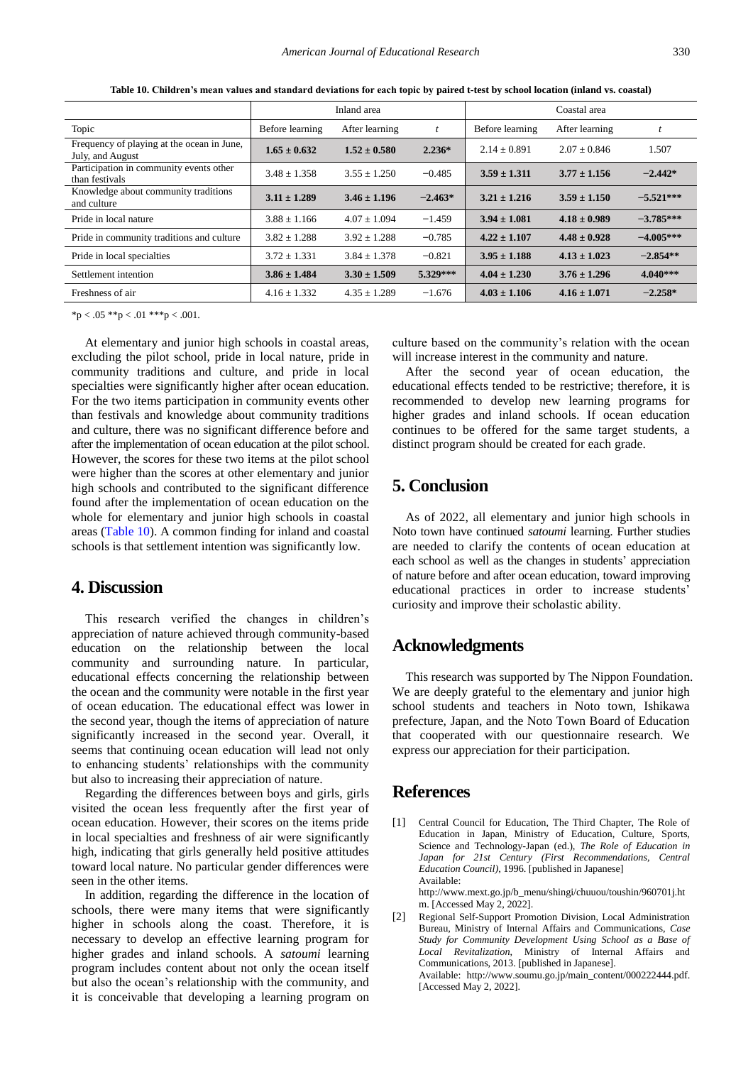**Table 10. Children's mean values and standard deviations for each topic by paired t-test by school location (inland vs. coastal)**

| | Inland area | | | Coastal area | | |
|---|---|---|---|---|---|---|
| Topic | Before learning | After learning | t | Before learning | After learning | t |
| Frequency of playing at the ocean in June, July, and August | **1.65 ± 0.632** | **1.52 ± 0.580** | **2.236*** | 2.14 ± 0.891 | 2.07 ± 0.846 | 1.507 |
| Participation in community events other than festivals | 3.48 ± 1.358 | 3.55 ± 1.250 | −0.485 | **3.59 ± 1.311** | **3.77 ± 1.156** | **−2.442*** |
| Knowledge about community traditions and culture | **3.11 ± 1.289** | **3.46 ± 1.196** | **−2.463*** | **3.21 ± 1.216** | **3.59 ± 1.150** | **−5.521***** |
| Pride in local nature | 3.88 ± 1.166 | 4.07 ± 1.094 | −1.459 | **3.94 ± 1.081** | **4.18 ± 0.989** | **−3.785***** |
| Pride in community traditions and culture | 3.82 ± 1.288 | 3.92 ± 1.288 | −0.785 | **4.22 ± 1.107** | **4.48 ± 0.928** | **−4.005***** |
| Pride in local specialties | 3.72 ± 1.331 | 3.84 ± 1.378 | −0.821 | **3.95 ± 1.188** | **4.13 ± 1.023** | **−2.854**** |
| Settlement intention | **3.86 ± 1.484** | **3.30 ± 1.509** | **5.329***** | **4.04 ± 1.230** | **3.76 ± 1.296** | **4.040***** |
| Freshness of air | 4.16 ± 1.332 | 4.35 ± 1.289 | −1.676 | **4.03 ± 1.106** | **4.16 ± 1.071** | **−2.258*** |

*p < .05 **p < .01 ***p < .001.

At elementary and junior high schools in coastal areas, excluding the pilot school, pride in local nature, pride in community traditions and culture, and pride in local specialties were significantly higher after ocean education. For the two items participation in community events other than festivals and knowledge about community traditions and culture, there was no significant difference before and after the implementation of ocean education at the pilot school. However, the scores for these two items at the pilot school were higher than the scores at other elementary and junior high schools and contributed to the significant difference found after the implementation of ocean education on the whole for elementary and junior high schools in coastal areas (Table 10). A common finding for inland and coastal schools is that settlement intention was significantly low.

## 4. Discussion

This research verified the changes in children's appreciation of nature achieved through community-based education on the relationship between the local community and surrounding nature. In particular, educational effects concerning the relationship between the ocean and the community were notable in the first year of ocean education. The educational effect was lower in the second year, though the items of appreciation of nature significantly increased in the second year. Overall, it seems that continuing ocean education will lead not only to enhancing students' relationships with the community but also to increasing their appreciation of nature.

Regarding the differences between boys and girls, girls visited the ocean less frequently after the first year of ocean education. However, their scores on the items pride in local specialties and freshness of air were significantly high, indicating that girls generally held positive attitudes toward local nature. No particular gender differences were seen in the other items.

In addition, regarding the difference in the location of schools, there were many items that were significantly higher in schools along the coast. Therefore, it is necessary to develop an effective learning program for higher grades and inland schools. A *satoumi* learning program includes content about not only the ocean itself but also the ocean's relationship with the community, and it is conceivable that developing a learning program on culture based on the community's relation with the ocean will increase interest in the community and nature.

After the second year of ocean education, the educational effects tended to be restrictive; therefore, it is recommended to develop new learning programs for higher grades and inland schools. If ocean education continues to be offered for the same target students, a distinct program should be created for each grade.

## 5. Conclusion

As of 2022, all elementary and junior high schools in Noto town have continued *satoumi* learning. Further studies are needed to clarify the contents of ocean education at each school as well as the changes in students' appreciation of nature before and after ocean education, toward improving educational practices in order to increase students' curiosity and improve their scholastic ability.

## Acknowledgments

This research was supported by The Nippon Foundation. We are deeply grateful to the elementary and junior high school students and teachers in Noto town, Ishikawa prefecture, Japan, and the Noto Town Board of Education that cooperated with our questionnaire research. We express our appreciation for their participation.

## References

[1] Central Council for Education, The Third Chapter, The Role of Education in Japan, Ministry of Education, Culture, Sports, Science and Technology-Japan (ed.), *The Role of Education in Japan for 21st Century (First Recommendations, Central Education Council)*, 1996. [published in Japanese] Available: http://www.mext.go.jp/b_menu/shingi/chuuou/toushin/960701j.htm. [Accessed May 2, 2022].

[2] Regional Self-Support Promotion Division, Local Administration Bureau, Ministry of Internal Affairs and Communications, *Case Study for Community Development Using School as a Base of Local Revitalization*, Ministry of Internal Affairs and Communications, 2013. [published in Japanese]. Available: http://www.soumu.go.jp/main_content/000222444.pdf. [Accessed May 2, 2022].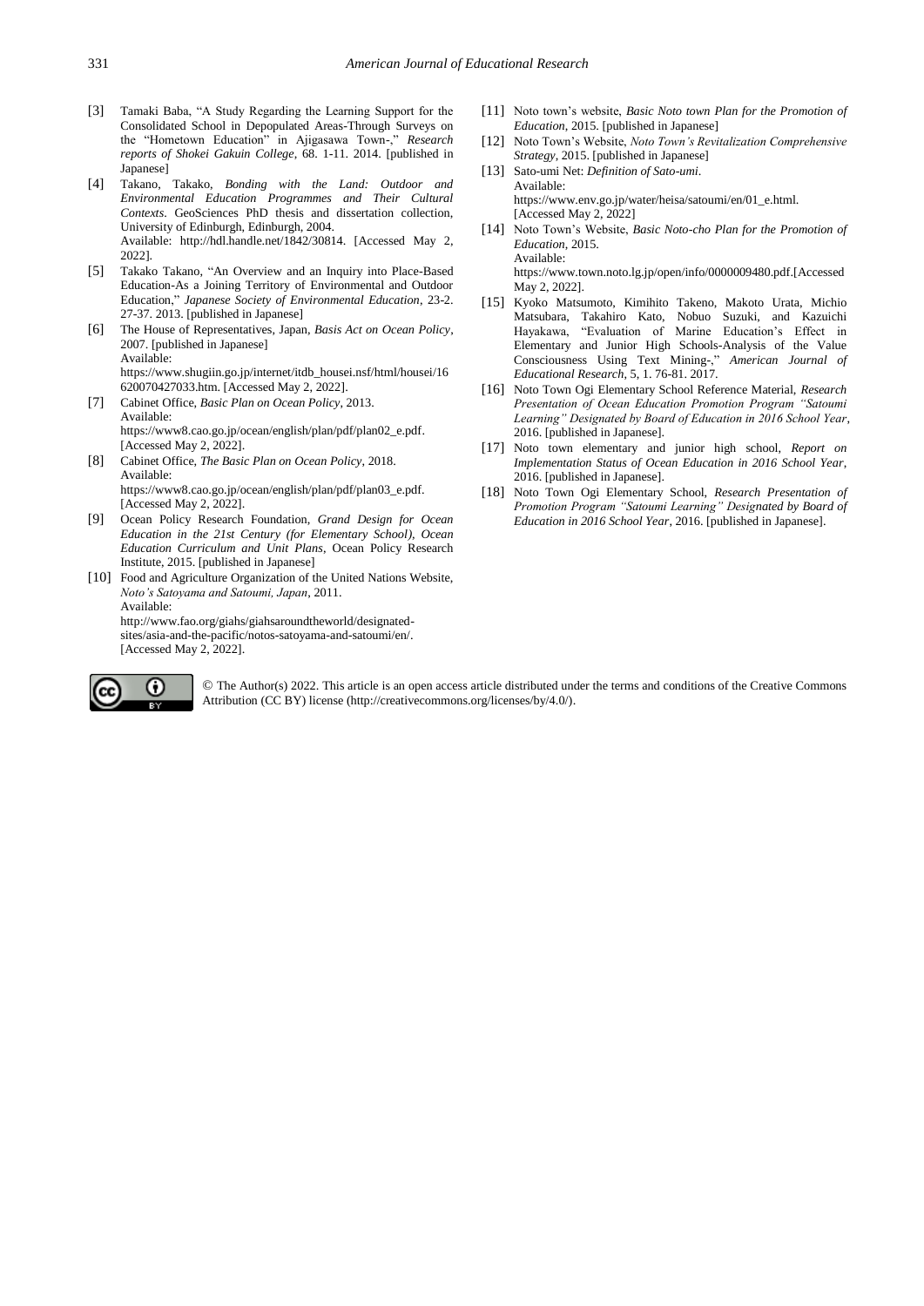[3] Tamaki Baba, "A Study Regarding the Learning Support for the Consolidated School in Depopulated Areas-Through Surveys on the "Hometown Education" in Ajigasawa Town-," *Research reports of Shokei Gakuin College*, 68. 1-11. 2014. [published in Japanese]

[4] Takano, Takako, *Bonding with the Land: Outdoor and Environmental Education Programmes and Their Cultural Contexts*. GeoSciences PhD thesis and dissertation collection, University of Edinburgh, Edinburgh, 2004. Available: http://hdl.handle.net/1842/30814. [Accessed May 2, 2022].

[5] Takako Takano, "An Overview and an Inquiry into Place-Based Education-As a Joining Territory of Environmental and Outdoor Education," *Japanese Society of Environmental Education*, 23-2. 27-37. 2013. [published in Japanese]

[6] The House of Representatives, Japan, *Basis Act on Ocean Policy*, 2007. [published in Japanese] Available: https://www.shugiin.go.jp/internet/itdb_housei.nsf/html/housei/16620070427033.htm. [Accessed May 2, 2022].

[7] Cabinet Office, *Basic Plan on Ocean Policy*, 2013. Available: https://www8.cao.go.jp/ocean/english/plan/pdf/plan02_e.pdf. [Accessed May 2, 2022].

[8] Cabinet Office, *The Basic Plan on Ocean Policy*, 2018. Available: https://www8.cao.go.jp/ocean/english/plan/pdf/plan03_e.pdf. [Accessed May 2, 2022].

[9] Ocean Policy Research Foundation, *Grand Design for Ocean Education in the 21st Century (for Elementary School), Ocean Education Curriculum and Unit Plans*, Ocean Policy Research Institute, 2015. [published in Japanese]

[10] Food and Agriculture Organization of the United Nations Website, *Noto's Satoyama and Satoumi, Japan*, 2011. Available: http://www.fao.org/giahs/giahsaroundtheworld/designated-sites/asia-and-the-pacific/notos-satoyama-and-satoumi/en/. [Accessed May 2, 2022].

[11] Noto town's website, *Basic Noto town Plan for the Promotion of Education*, 2015. [published in Japanese]

[12] Noto Town's Website, *Noto Town's Revitalization Comprehensive Strategy*, 2015. [published in Japanese]

[13] Sato-umi Net: *Definition of Sato-umi*. Available: https://www.env.go.jp/water/heisa/satoumi/en/01_e.html. [Accessed May 2, 2022]

[14] Noto Town's Website, *Basic Noto-cho Plan for the Promotion of Education*, 2015. Available: https://www.town.noto.lg.jp/open/info/0000009480.pdf.[Accessed May 2, 2022].

[15] Kyoko Matsumoto, Kimihito Takeno, Makoto Urata, Michio Matsubara, Takahiro Kato, Nobuo Suzuki, and Kazuichi Hayakawa, "Evaluation of Marine Education's Effect in Elementary and Junior High Schools-Analysis of the Value Consciousness Using Text Mining-," *American Journal of Educational Research*, 5, 1. 76-81. 2017.

[16] Noto Town Ogi Elementary School Reference Material, *Research Presentation of Ocean Education Promotion Program "Satoumi Learning" Designated by Board of Education in 2016 School Year*, 2016. [published in Japanese].

[17] Noto town elementary and junior high school, *Report on Implementation Status of Ocean Education in 2016 School Year*, 2016. [published in Japanese].

[18] Noto Town Ogi Elementary School, *Research Presentation of Promotion Program "Satoumi Learning" Designated by Board of Education in 2016 School Year*, 2016. [published in Japanese].

© The Author(s) 2022. This article is an open access article distributed under the terms and conditions of the Creative Commons Attribution (CC BY) license (http://creativecommons.org/licenses/by/4.0/).